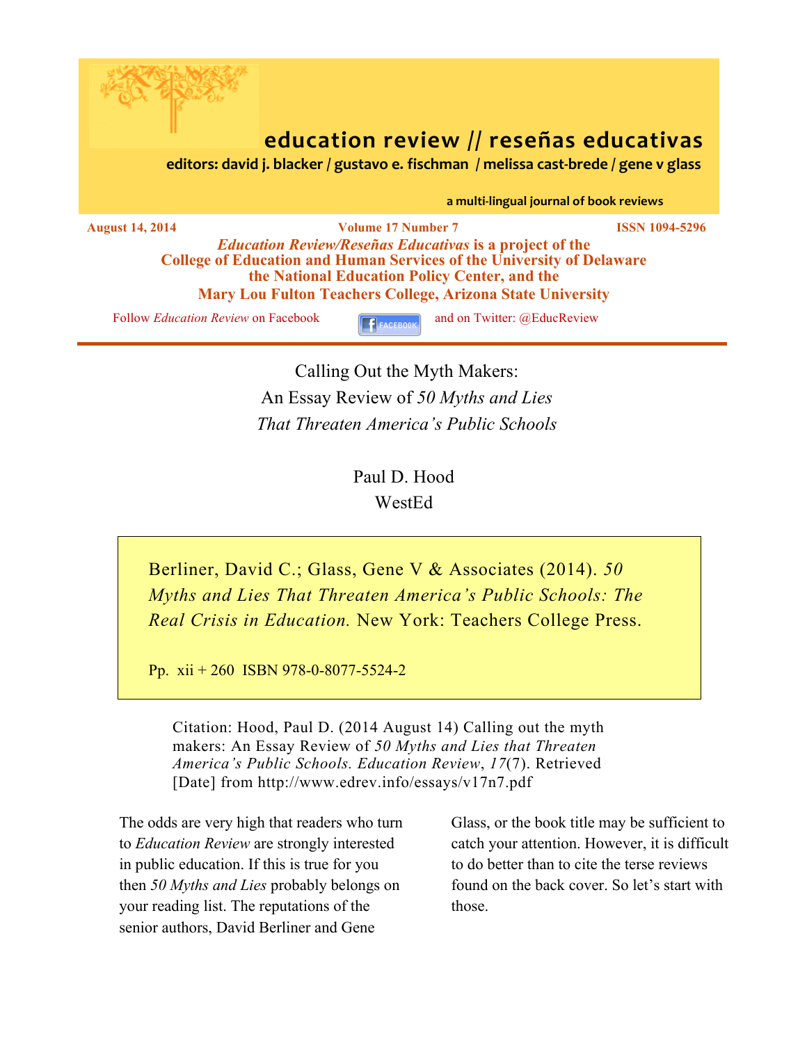# education review // reseñas educativas

**editors: david j. blacker / gustavo e. fischman / melissa cast-brede / gene v glass**

**a multi-lingual journal of book reviews**

**August 14, 2014** **Volume 17 Number 7** **ISSN 1094-5296**

***Education Review/Reseñas Educativas* is a project of the College of Education and Human Services of the University of Delaware the National Education Policy Center, and the Mary Lou Fulton Teachers College, Arizona State University**

Follow *Education Review* on Facebook and on Twitter: @EducReview

---

## Calling Out the Myth Makers: An Essay Review of *50 Myths and Lies That Threaten America's Public Schools*

Paul D. Hood
WestEd

> Berliner, David C.; Glass, Gene V & Associates (2014). *50 Myths and Lies That Threaten America's Public Schools: The Real Crisis in Education.* New York: Teachers College Press.
>
> Pp. xii + 260 ISBN 978-0-8077-5524-2

Citation: Hood, Paul D. (2014 August 14) Calling out the myth makers: An Essay Review of *50 Myths and Lies that Threaten America's Public Schools. Education Review*, *17*(7). Retrieved [Date] from http://www.edrev.info/essays/v17n7.pdf

The odds are very high that readers who turn to *Education Review* are strongly interested in public education. If this is true for you then *50 Myths and Lies* probably belongs on your reading list. The reputations of the senior authors, David Berliner and Gene Glass, or the book title may be sufficient to catch your attention. However, it is difficult to do better than to cite the terse reviews found on the back cover. So let's start with those.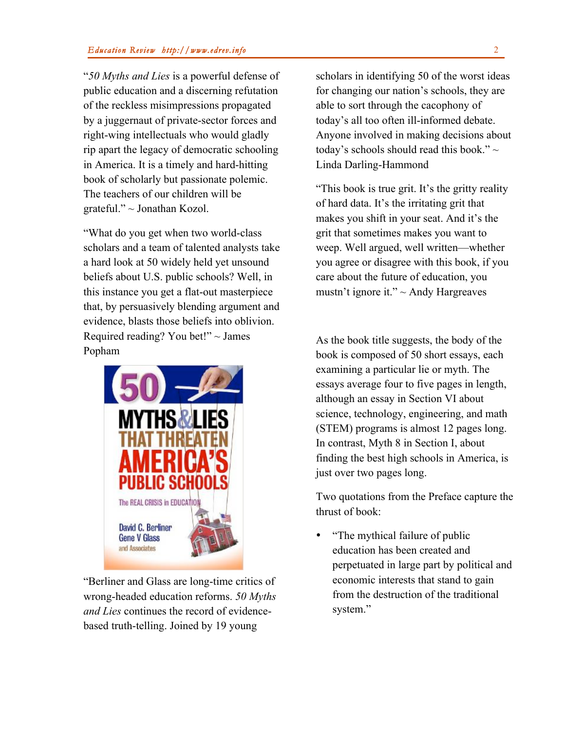"*50 Myths and Lies* is a powerful defense of public education and a discerning refutation of the reckless misimpressions propagated by a juggernaut of private-sector forces and right-wing intellectuals who would gladly rip apart the legacy of democratic schooling in America. It is a timely and hard-hitting book of scholarly but passionate polemic. The teachers of our children will be grateful." ~ Jonathan Kozol.

"What do you get when two world-class scholars and a team of talented analysts take a hard look at 50 widely held yet unsound beliefs about U.S. public schools? Well, in this instance you get a flat-out masterpiece that, by persuasively blending argument and evidence, blasts those beliefs into oblivion. Required reading? You bet!" ~ James Popham

"Berliner and Glass are long-time critics of wrong-headed education reforms. *50 Myths and Lies* continues the record of evidence-based truth-telling. Joined by 19 young scholars in identifying 50 of the worst ideas for changing our nation's schools, they are able to sort through the cacophony of today's all too often ill-informed debate. Anyone involved in making decisions about today's schools should read this book." ~ Linda Darling-Hammond

"This book is true grit. It's the gritty reality of hard data. It's the irritating grit that makes you shift in your seat. And it's the grit that sometimes makes you want to weep. Well argued, well written—whether you agree or disagree with this book, if you care about the future of education, you mustn't ignore it." ~ Andy Hargreaves

As the book title suggests, the body of the book is composed of 50 short essays, each examining a particular lie or myth. The essays average four to five pages in length, although an essay in Section VI about science, technology, engineering, and math (STEM) programs is almost 12 pages long. In contrast, Myth 8 in Section I, about finding the best high schools in America, is just over two pages long.

Two quotations from the Preface capture the thrust of book:

- "The mythical failure of public education has been created and perpetuated in large part by political and economic interests that stand to gain from the destruction of the traditional system."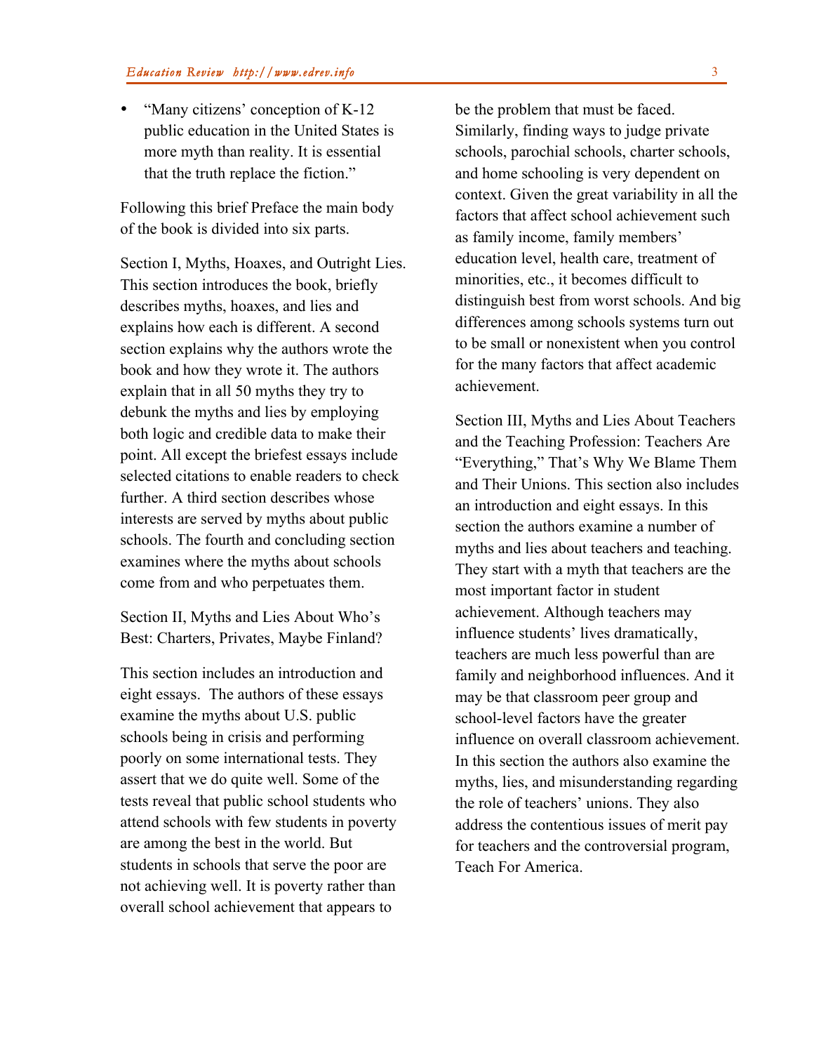- "Many citizens' conception of K-12 public education in the United States is more myth than reality. It is essential that the truth replace the fiction."

Following this brief Preface the main body of the book is divided into six parts.

Section I, Myths, Hoaxes, and Outright Lies. This section introduces the book, briefly describes myths, hoaxes, and lies and explains how each is different. A second section explains why the authors wrote the book and how they wrote it. The authors explain that in all 50 myths they try to debunk the myths and lies by employing both logic and credible data to make their point. All except the briefest essays include selected citations to enable readers to check further. A third section describes whose interests are served by myths about public schools. The fourth and concluding section examines where the myths about schools come from and who perpetuates them.

Section II, Myths and Lies About Who's Best: Charters, Privates, Maybe Finland?

This section includes an introduction and eight essays. The authors of these essays examine the myths about U.S. public schools being in crisis and performing poorly on some international tests. They assert that we do quite well. Some of the tests reveal that public school students who attend schools with few students in poverty are among the best in the world. But students in schools that serve the poor are not achieving well. It is poverty rather than overall school achievement that appears to be the problem that must be faced. Similarly, finding ways to judge private schools, parochial schools, charter schools, and home schooling is very dependent on context. Given the great variability in all the factors that affect school achievement such as family income, family members' education level, health care, treatment of minorities, etc., it becomes difficult to distinguish best from worst schools. And big differences among schools systems turn out to be small or nonexistent when you control for the many factors that affect academic achievement.

Section III, Myths and Lies About Teachers and the Teaching Profession: Teachers Are "Everything," That's Why We Blame Them and Their Unions. This section also includes an introduction and eight essays. In this section the authors examine a number of myths and lies about teachers and teaching. They start with a myth that teachers are the most important factor in student achievement. Although teachers may influence students' lives dramatically, teachers are much less powerful than are family and neighborhood influences. And it may be that classroom peer group and school-level factors have the greater influence on overall classroom achievement. In this section the authors also examine the myths, lies, and misunderstanding regarding the role of teachers' unions. They also address the contentious issues of merit pay for teachers and the controversial program, Teach For America.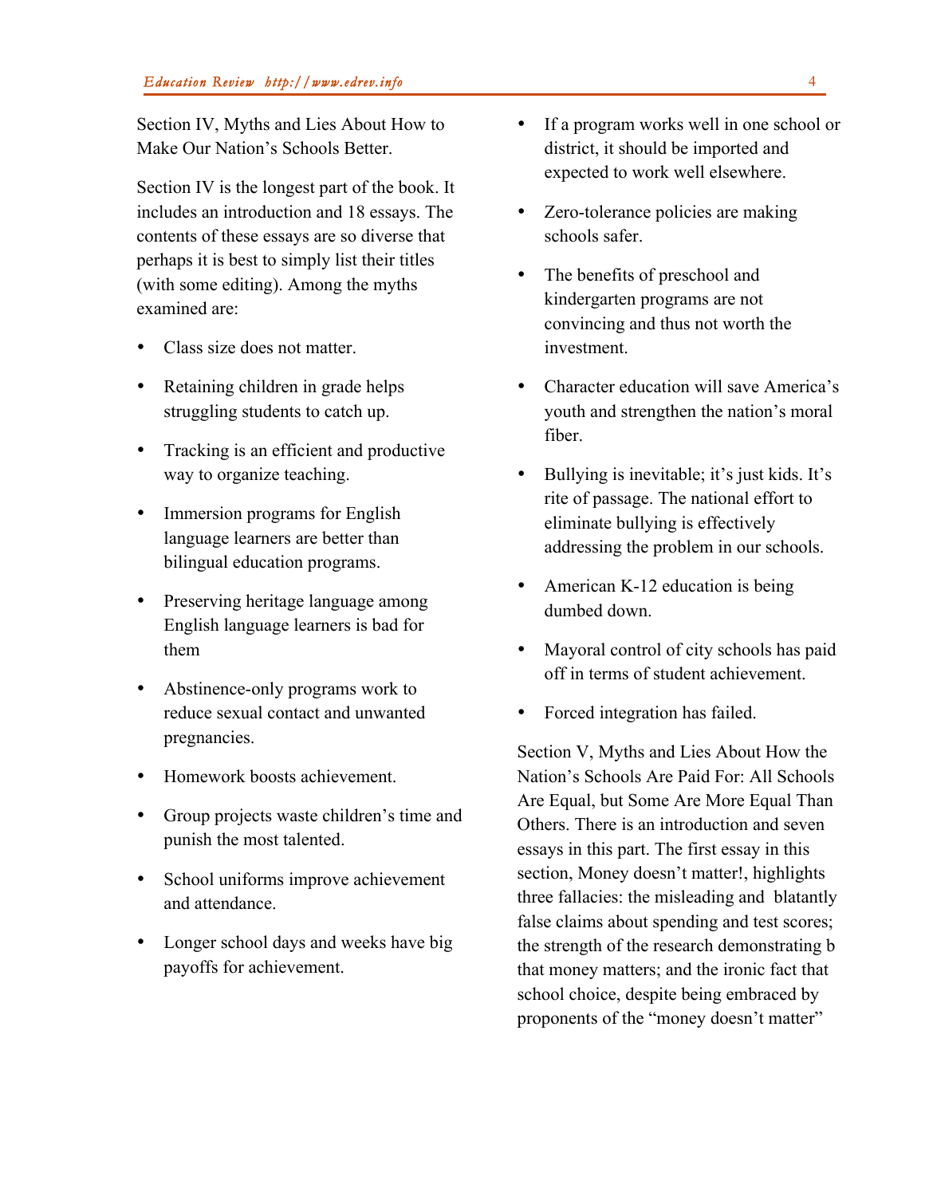Section IV, Myths and Lies About How to Make Our Nation's Schools Better.

Section IV is the longest part of the book. It includes an introduction and 18 essays. The contents of these essays are so diverse that perhaps it is best to simply list their titles (with some editing). Among the myths examined are:

- Class size does not matter.
- Retaining children in grade helps struggling students to catch up.
- Tracking is an efficient and productive way to organize teaching.
- Immersion programs for English language learners are better than bilingual education programs.
- Preserving heritage language among English language learners is bad for them
- Abstinence-only programs work to reduce sexual contact and unwanted pregnancies.
- Homework boosts achievement.
- Group projects waste children's time and punish the most talented.
- School uniforms improve achievement and attendance.
- Longer school days and weeks have big payoffs for achievement.
- If a program works well in one school or district, it should be imported and expected to work well elsewhere.
- Zero-tolerance policies are making schools safer.
- The benefits of preschool and kindergarten programs are not convincing and thus not worth the investment.
- Character education will save America's youth and strengthen the nation's moral fiber.
- Bullying is inevitable; it's just kids. It's rite of passage. The national effort to eliminate bullying is effectively addressing the problem in our schools.
- American K-12 education is being dumbed down.
- Mayoral control of city schools has paid off in terms of student achievement.
- Forced integration has failed.

Section V, Myths and Lies About How the Nation's Schools Are Paid For: All Schools Are Equal, but Some Are More Equal Than Others. There is an introduction and seven essays in this part. The first essay in this section, Money doesn't matter!, highlights three fallacies: the misleading and blatantly false claims about spending and test scores; the strength of the research demonstrating b that money matters; and the ironic fact that school choice, despite being embraced by proponents of the "money doesn't matter"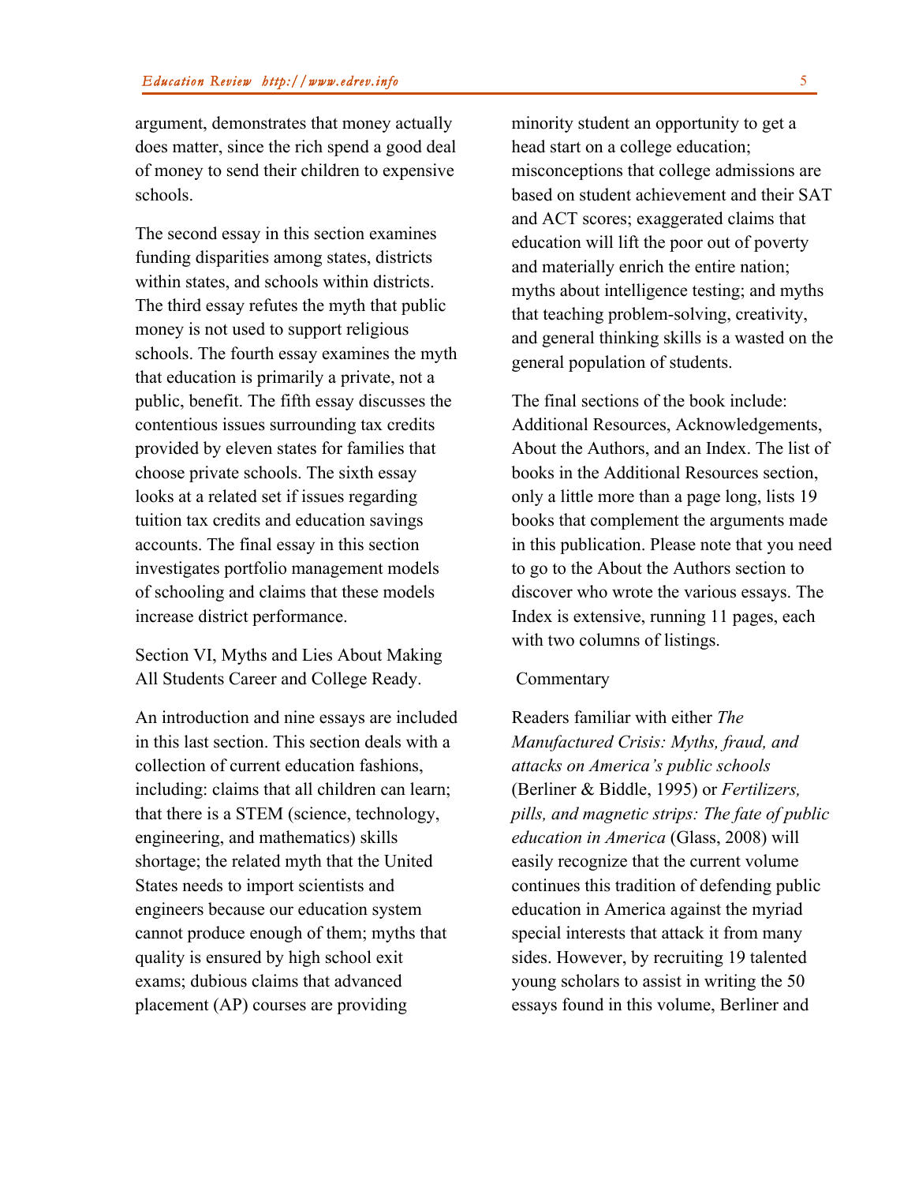argument, demonstrates that money actually does matter, since the rich spend a good deal of money to send their children to expensive schools.

The second essay in this section examines funding disparities among states, districts within states, and schools within districts. The third essay refutes the myth that public money is not used to support religious schools. The fourth essay examines the myth that education is primarily a private, not a public, benefit. The fifth essay discusses the contentious issues surrounding tax credits provided by eleven states for families that choose private schools. The sixth essay looks at a related set if issues regarding tuition tax credits and education savings accounts. The final essay in this section investigates portfolio management models of schooling and claims that these models increase district performance.

Section VI, Myths and Lies About Making All Students Career and College Ready.

An introduction and nine essays are included in this last section. This section deals with a collection of current education fashions, including: claims that all children can learn; that there is a STEM (science, technology, engineering, and mathematics) skills shortage; the related myth that the United States needs to import scientists and engineers because our education system cannot produce enough of them; myths that quality is ensured by high school exit exams; dubious claims that advanced placement (AP) courses are providing minority student an opportunity to get a head start on a college education; misconceptions that college admissions are based on student achievement and their SAT and ACT scores; exaggerated claims that education will lift the poor out of poverty and materially enrich the entire nation; myths about intelligence testing; and myths that teaching problem-solving, creativity, and general thinking skills is a wasted on the general population of students.

The final sections of the book include: Additional Resources, Acknowledgements, About the Authors, and an Index. The list of books in the Additional Resources section, only a little more than a page long, lists 19 books that complement the arguments made in this publication. Please note that you need to go to the About the Authors section to discover who wrote the various essays. The Index is extensive, running 11 pages, each with two columns of listings.

Commentary

Readers familiar with either *The Manufactured Crisis: Myths, fraud, and attacks on America's public schools* (Berliner & Biddle, 1995) or *Fertilizers, pills, and magnetic strips: The fate of public education in America* (Glass, 2008) will easily recognize that the current volume continues this tradition of defending public education in America against the myriad special interests that attack it from many sides. However, by recruiting 19 talented young scholars to assist in writing the 50 essays found in this volume, Berliner and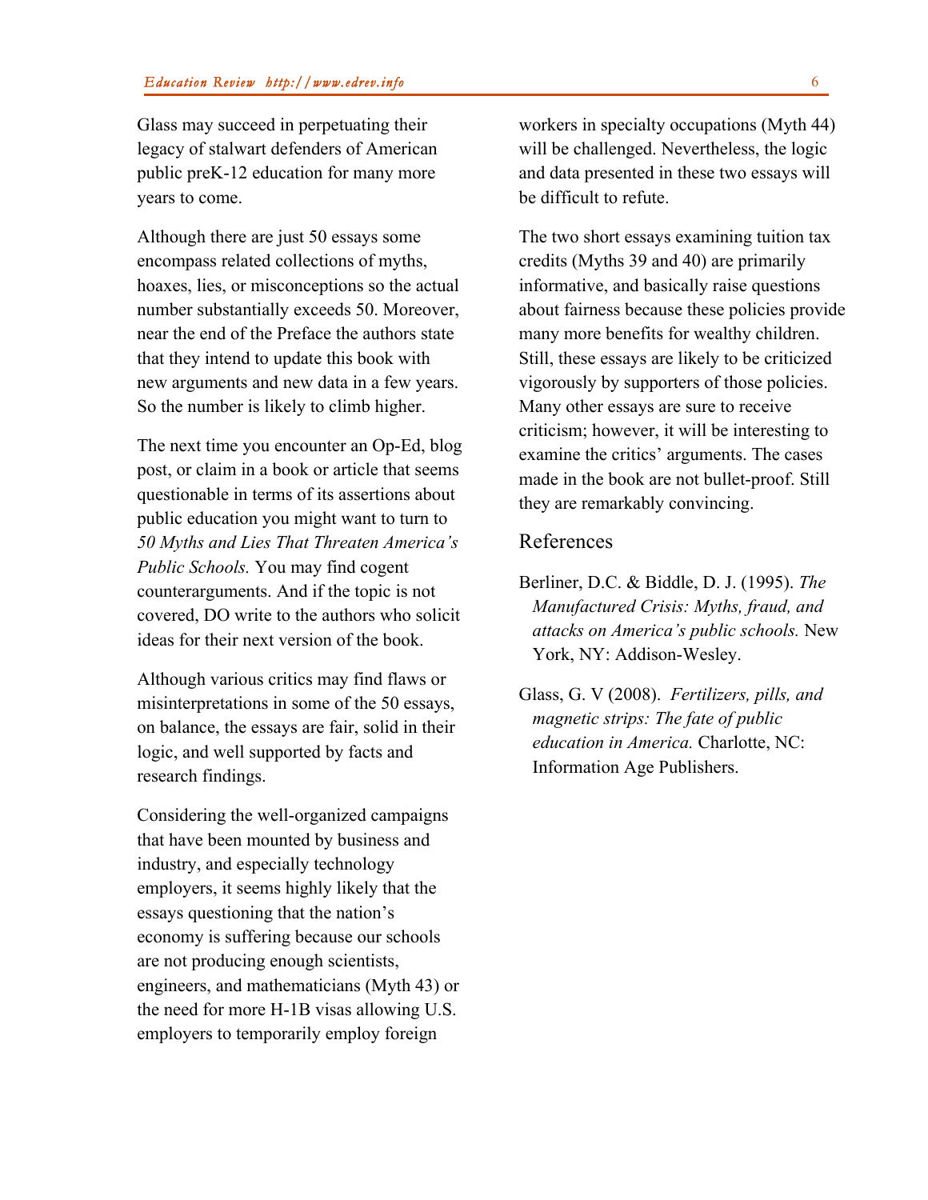Glass may succeed in perpetuating their legacy of stalwart defenders of American public preK-12 education for many more years to come.

Although there are just 50 essays some encompass related collections of myths, hoaxes, lies, or misconceptions so the actual number substantially exceeds 50. Moreover, near the end of the Preface the authors state that they intend to update this book with new arguments and new data in a few years. So the number is likely to climb higher.

The next time you encounter an Op-Ed, blog post, or claim in a book or article that seems questionable in terms of its assertions about public education you might want to turn to *50 Myths and Lies That Threaten America's Public Schools.* You may find cogent counterarguments. And if the topic is not covered, DO write to the authors who solicit ideas for their next version of the book.

Although various critics may find flaws or misinterpretations in some of the 50 essays, on balance, the essays are fair, solid in their logic, and well supported by facts and research findings.

Considering the well-organized campaigns that have been mounted by business and industry, and especially technology employers, it seems highly likely that the essays questioning that the nation's economy is suffering because our schools are not producing enough scientists, engineers, and mathematicians (Myth 43) or the need for more H-1B visas allowing U.S. employers to temporarily employ foreign workers in specialty occupations (Myth 44) will be challenged. Nevertheless, the logic and data presented in these two essays will be difficult to refute.

The two short essays examining tuition tax credits (Myths 39 and 40) are primarily informative, and basically raise questions about fairness because these policies provide many more benefits for wealthy children. Still, these essays are likely to be criticized vigorously by supporters of those policies. Many other essays are sure to receive criticism; however, it will be interesting to examine the critics' arguments. The cases made in the book are not bullet-proof. Still they are remarkably convincing.

## References

Berliner, D.C. & Biddle, D. J. (1995). *The Manufactured Crisis: Myths, fraud, and attacks on America's public schools.* New York, NY: Addison-Wesley.

Glass, G. V (2008). *Fertilizers, pills, and magnetic strips: The fate of public education in America.* Charlotte, NC: Information Age Publishers.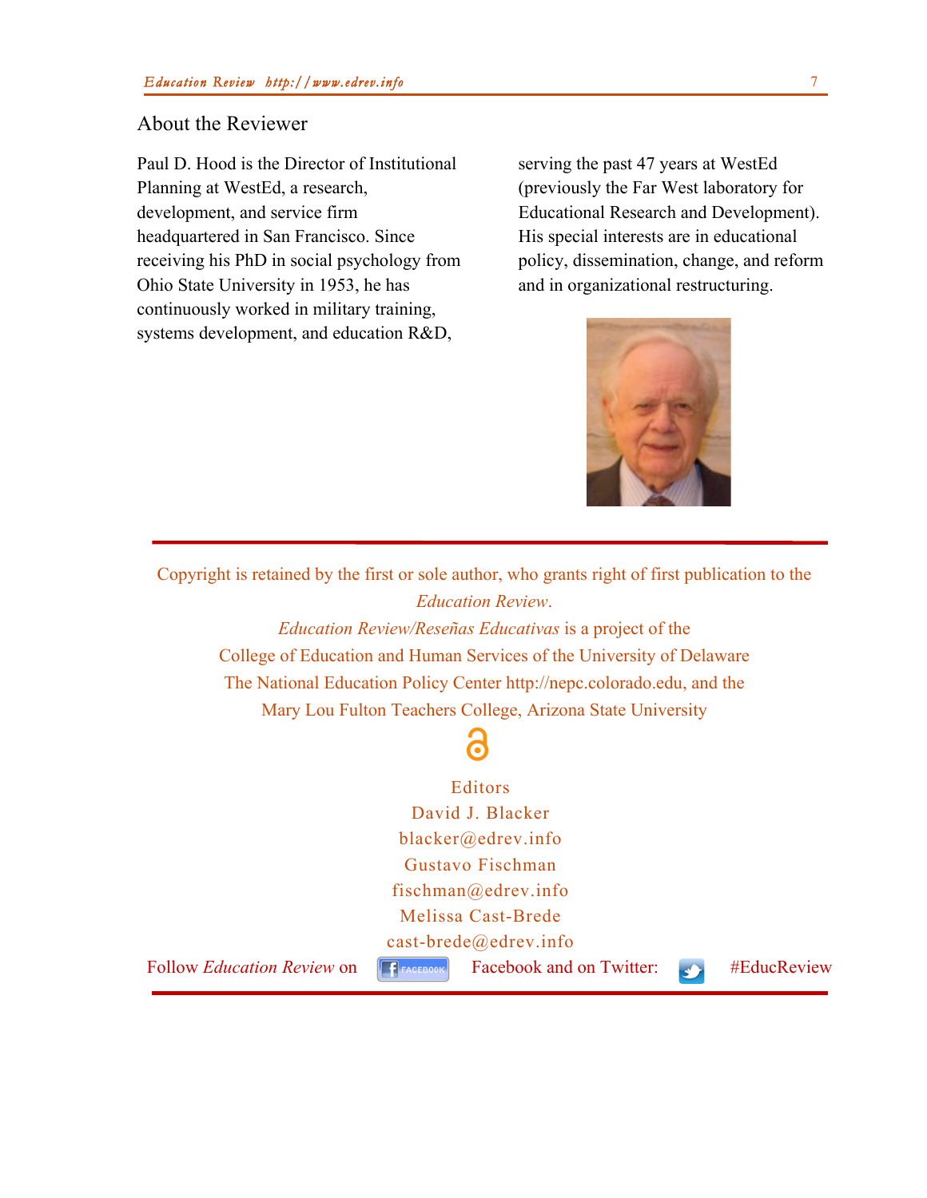## About the Reviewer

Paul D. Hood is the Director of Institutional Planning at WestEd, a research, development, and service firm headquartered in San Francisco. Since receiving his PhD in social psychology from Ohio State University in 1953, he has continuously worked in military training, systems development, and education R&D, serving the past 47 years at WestEd (previously the Far West laboratory for Educational Research and Development). His special interests are in educational policy, dissemination, change, and reform and in organizational restructuring.

---

Copyright is retained by the first or sole author, who grants right of first publication to the *Education Review*.

*Education Review/Reseñas Educativas* is a project of the
College of Education and Human Services of the University of Delaware
The National Education Policy Center http://nepc.colorado.edu, and the
Mary Lou Fulton Teachers College, Arizona State University

Editors
David J. Blacker
blacker@edrev.info
Gustavo Fischman
fischman@edrev.info
Melissa Cast-Brede
cast-brede@edrev.info

Follow *Education Review* on Facebook and on Twitter: #EducReview

---